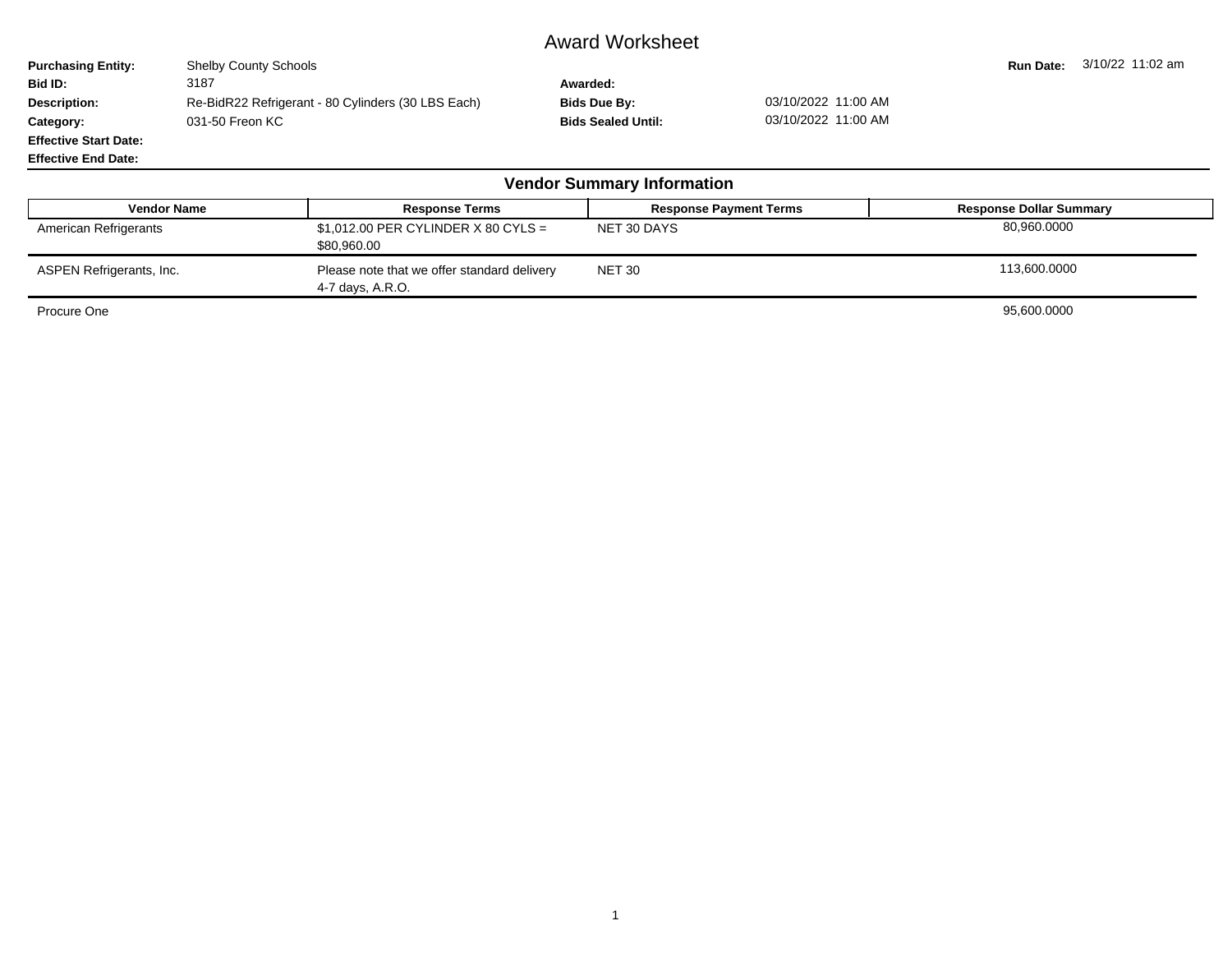# Award Worksheet

**Purchasing Entity:** Shelby County Schools

**Run Date:** 3/10/22 11:02 am

**Bid ID:** 3187

**Awarded:**

**Description:** Re-BidR22 Refrigerant - 80 Cylinders (30 LBS Each)

**Bids Due By:** 03/10/2022 11:00 AM

**Category:** 031-50 Freon KC

**Bids Sealed Until:** 03/10/2022 11:00 AM

**Effective Start Date:**

**Effective End Date:**

## Vendor Summary Information

| Vendor Name | Response Terms | Response Payment Terms | Response Dollar Summary |
|---|---|---|---|
| American Refrigerants | $1,012.00 PER CYLINDER X 80 CYLS = $80,960.00 | NET 30 DAYS | 80,960.0000 |
| ASPEN Refrigerants, Inc. | Please note that we offer standard delivery 4-7 days, A.R.O. | NET 30 | 113,600.0000 |
| Procure One | | | 95,600.0000 |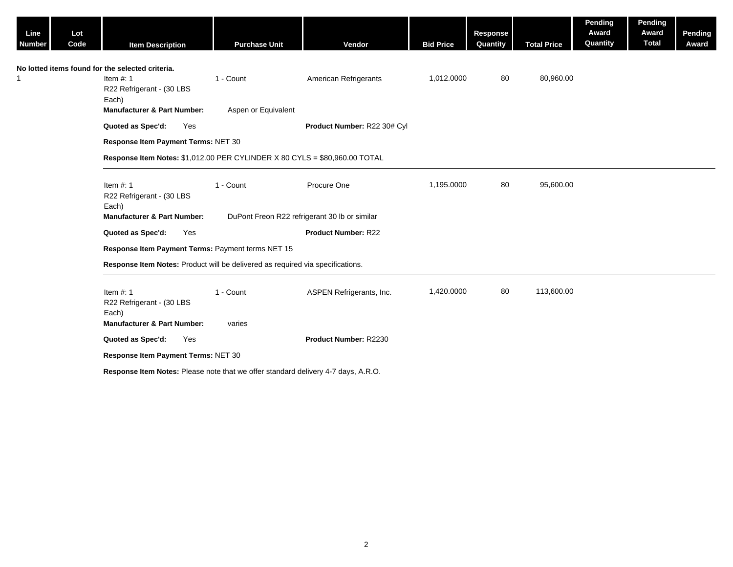| Line Number | Lot Code | Item Description | Purchase Unit | Vendor | Bid Price | Response Quantity | Total Price | Pending Award Quantity | Pending Award Total | Pending Award |
|---|---|---|---|---|---|---|---|---|---|---|

**No lotted items found for the selected criteria.**

| Line Number | Lot Code | Item Description | Purchase Unit | Vendor | Bid Price | Response Quantity | Total Price | Pending Award Quantity | Pending Award Total | Pending Award |
|---|---|---|---|---|---|---|---|---|---|---|
| 1 | | Item #: 1<br>R22 Refrigerant - (30 LBS Each) | 1 - Count | American Refrigerants | 1,012.0000 | 80 | 80,960.00 | | | |

**Manufacturer & Part Number:** Aspen or Equivalent

**Quoted as Spec'd:** Yes

**Product Number:** R22 30# Cyl

**Response Item Payment Terms:** NET 30

**Response Item Notes:** $1,012.00 PER CYLINDER X 80 CYLS = $80,960.00 TOTAL

---

| Line Number | Lot Code | Item Description | Purchase Unit | Vendor | Bid Price | Response Quantity | Total Price | Pending Award Quantity | Pending Award Total | Pending Award |
|---|---|---|---|---|---|---|---|---|---|---|
| | | Item #: 1<br>R22 Refrigerant - (30 LBS Each) | 1 - Count | Procure One | 1,195.0000 | 80 | 95,600.00 | | | |

**Manufacturer & Part Number:** DuPont Freon R22 refrigerant 30 lb or similar

**Quoted as Spec'd:** Yes

**Product Number:** R22

**Response Item Payment Terms:** Payment terms NET 15

**Response Item Notes:** Product will be delivered as required via specifications.

---

| Line Number | Lot Code | Item Description | Purchase Unit | Vendor | Bid Price | Response Quantity | Total Price | Pending Award Quantity | Pending Award Total | Pending Award |
|---|---|---|---|---|---|---|---|---|---|---|
| | | Item #: 1<br>R22 Refrigerant - (30 LBS Each) | 1 - Count | ASPEN Refrigerants, Inc. | 1,420.0000 | 80 | 113,600.00 | | | |

**Manufacturer & Part Number:** varies

**Quoted as Spec'd:** Yes

**Product Number:** R2230

**Response Item Payment Terms:** NET 30

**Response Item Notes:** Please note that we offer standard delivery 4-7 days, A.R.O.